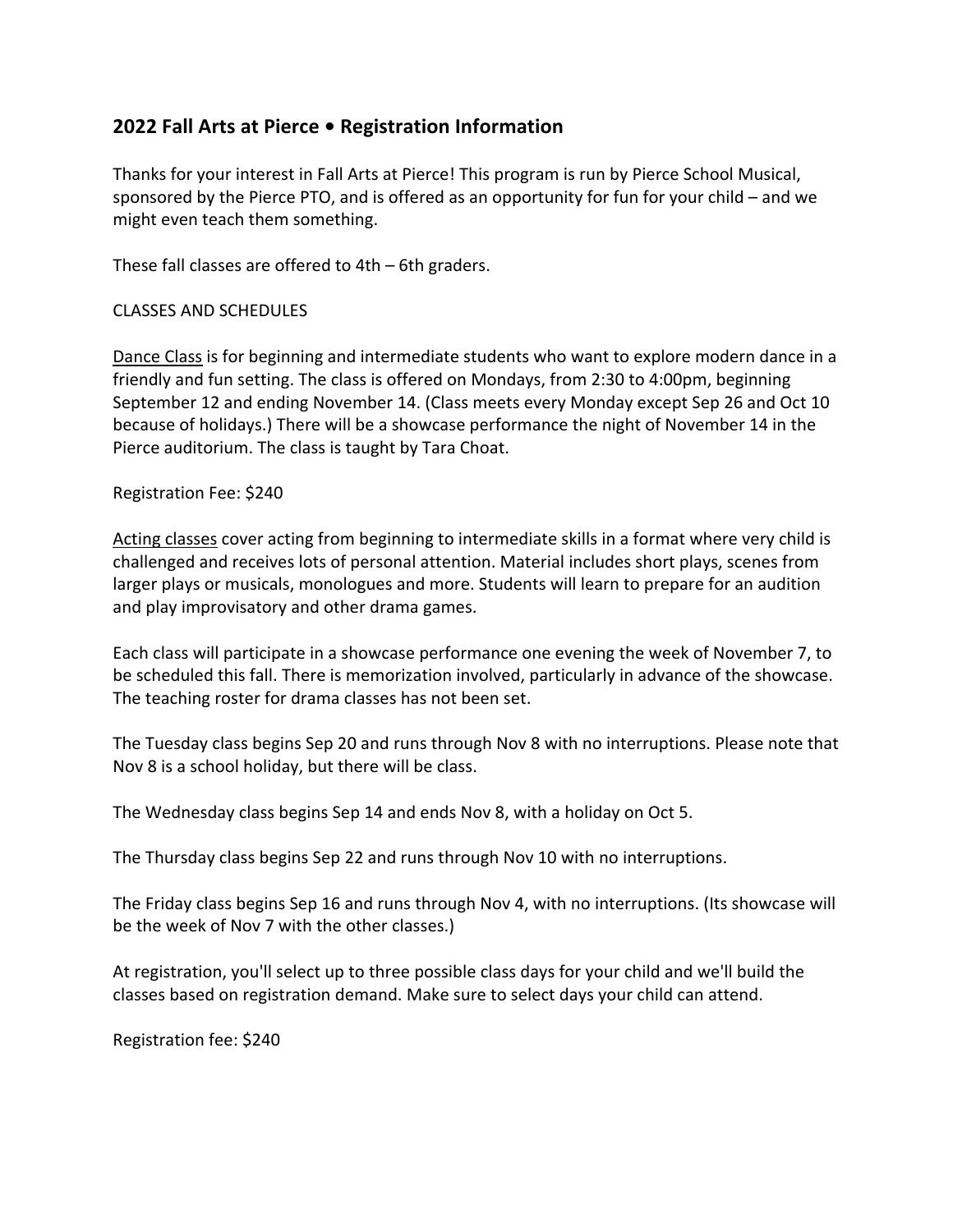## 2022 Fall Arts at Pierce • Registration Information

Thanks for your interest in Fall Arts at Pierce! This program is run by Pierce School Musical, sponsored by the Pierce PTO, and is offered as an opportunity for fun for your child – and we might even teach them something.

These fall classes are offered to 4th – 6th graders.

CLASSES AND SCHEDULES

Dance Class is for beginning and intermediate students who want to explore modern dance in a friendly and fun setting. The class is offered on Mondays, from 2:30 to 4:00pm, beginning September 12 and ending November 14. (Class meets every Monday except Sep 26 and Oct 10 because of holidays.) There will be a showcase performance the night of November 14 in the Pierce auditorium. The class is taught by Tara Choat.

Registration Fee: $240

Acting classes cover acting from beginning to intermediate skills in a format where very child is challenged and receives lots of personal attention. Material includes short plays, scenes from larger plays or musicals, monologues and more. Students will learn to prepare for an audition and play improvisatory and other drama games.

Each class will participate in a showcase performance one evening the week of November 7, to be scheduled this fall. There is memorization involved, particularly in advance of the showcase. The teaching roster for drama classes has not been set.

The Tuesday class begins Sep 20 and runs through Nov 8 with no interruptions. Please note that Nov 8 is a school holiday, but there will be class.

The Wednesday class begins Sep 14 and ends Nov 8, with a holiday on Oct 5.

The Thursday class begins Sep 22 and runs through Nov 10 with no interruptions.

The Friday class begins Sep 16 and runs through Nov 4, with no interruptions. (Its showcase will be the week of Nov 7 with the other classes.)

At registration, you'll select up to three possible class days for your child and we'll build the classes based on registration demand. Make sure to select days your child can attend.

Registration fee: $240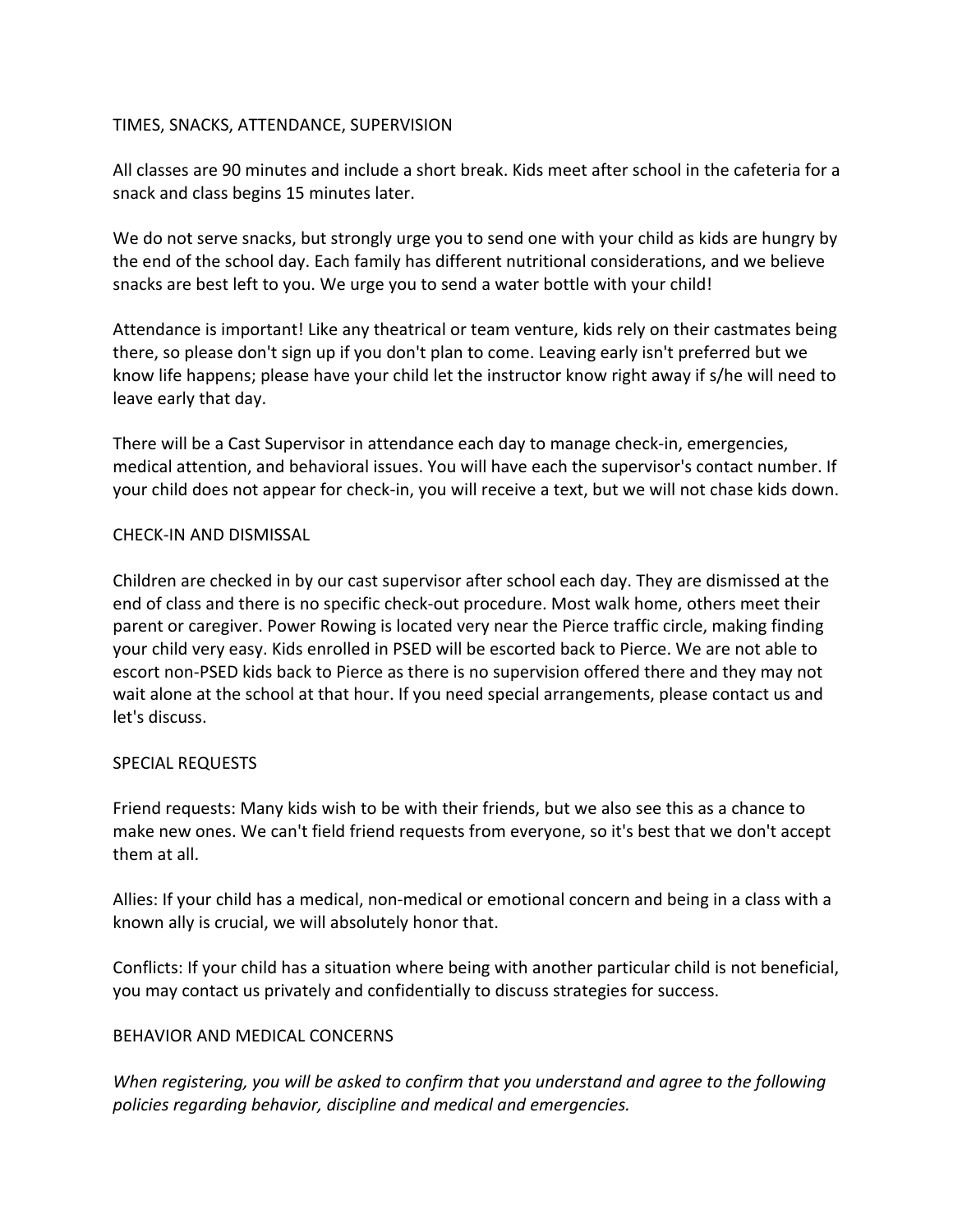## TIMES, SNACKS, ATTENDANCE, SUPERVISION

All classes are 90 minutes and include a short break. Kids meet after school in the cafeteria for a snack and class begins 15 minutes later.

We do not serve snacks, but strongly urge you to send one with your child as kids are hungry by the end of the school day. Each family has different nutritional considerations, and we believe snacks are best left to you. We urge you to send a water bottle with your child!

Attendance is important! Like any theatrical or team venture, kids rely on their castmates being there, so please don't sign up if you don't plan to come. Leaving early isn't preferred but we know life happens; please have your child let the instructor know right away if s/he will need to leave early that day.

There will be a Cast Supervisor in attendance each day to manage check-in, emergencies, medical attention, and behavioral issues. You will have each the supervisor's contact number. If your child does not appear for check-in, you will receive a text, but we will not chase kids down.

## CHECK-IN AND DISMISSAL

Children are checked in by our cast supervisor after school each day. They are dismissed at the end of class and there is no specific check-out procedure. Most walk home, others meet their parent or caregiver. Power Rowing is located very near the Pierce traffic circle, making finding your child very easy. Kids enrolled in PSED will be escorted back to Pierce. We are not able to escort non-PSED kids back to Pierce as there is no supervision offered there and they may not wait alone at the school at that hour. If you need special arrangements, please contact us and let's discuss.

## SPECIAL REQUESTS

Friend requests: Many kids wish to be with their friends, but we also see this as a chance to make new ones. We can't field friend requests from everyone, so it's best that we don't accept them at all.

Allies: If your child has a medical, non-medical or emotional concern and being in a class with a known ally is crucial, we will absolutely honor that.

Conflicts: If your child has a situation where being with another particular child is not beneficial, you may contact us privately and confidentially to discuss strategies for success.

## BEHAVIOR AND MEDICAL CONCERNS

*When registering, you will be asked to confirm that you understand and agree to the following policies regarding behavior, discipline and medical and emergencies.*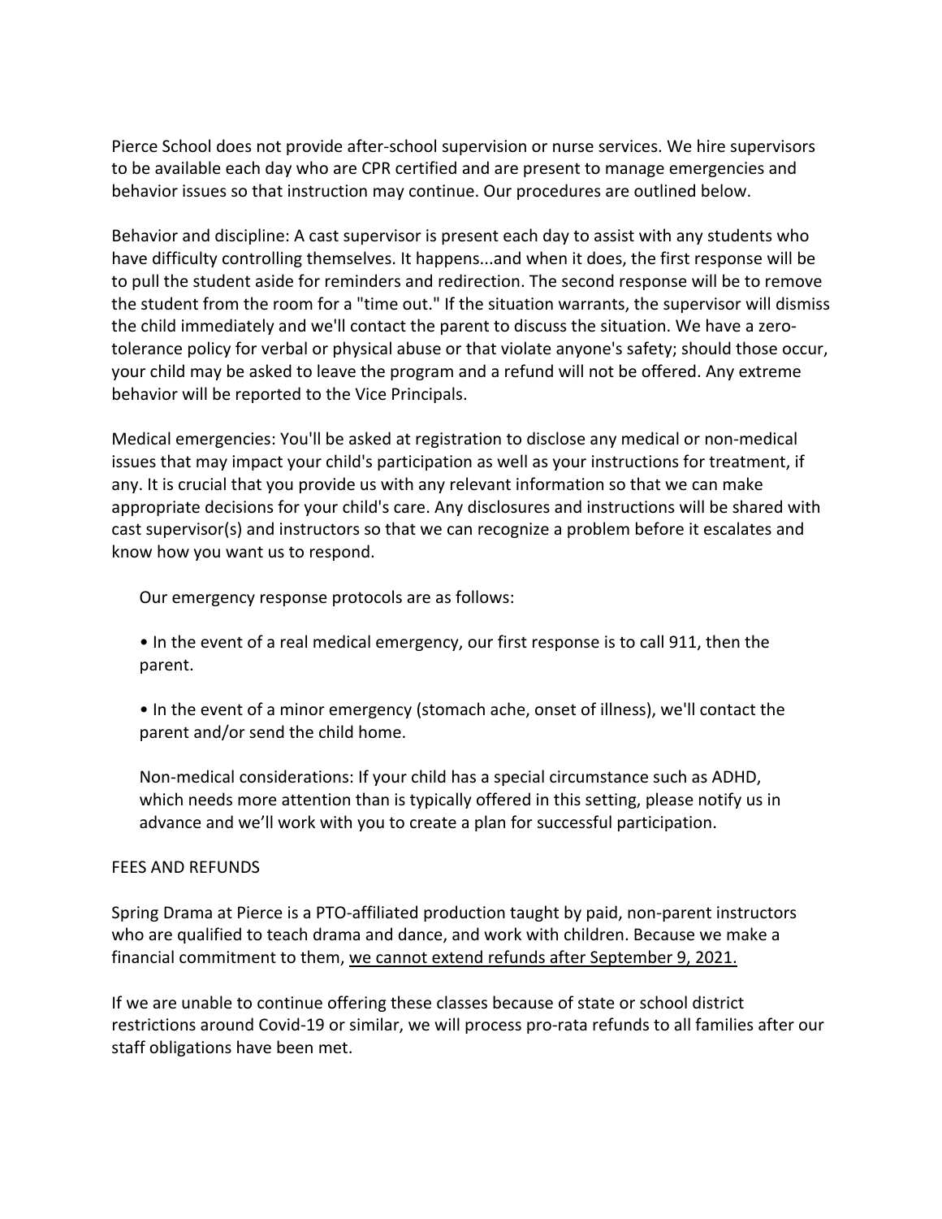Pierce School does not provide after-school supervision or nurse services. We hire supervisors to be available each day who are CPR certified and are present to manage emergencies and behavior issues so that instruction may continue. Our procedures are outlined below.

Behavior and discipline: A cast supervisor is present each day to assist with any students who have difficulty controlling themselves. It happens...and when it does, the first response will be to pull the student aside for reminders and redirection. The second response will be to remove the student from the room for a "time out." If the situation warrants, the supervisor will dismiss the child immediately and we'll contact the parent to discuss the situation. We have a zero-tolerance policy for verbal or physical abuse or that violate anyone's safety; should those occur, your child may be asked to leave the program and a refund will not be offered. Any extreme behavior will be reported to the Vice Principals.

Medical emergencies: You'll be asked at registration to disclose any medical or non-medical issues that may impact your child's participation as well as your instructions for treatment, if any. It is crucial that you provide us with any relevant information so that we can make appropriate decisions for your child's care. Any disclosures and instructions will be shared with cast supervisor(s) and instructors so that we can recognize a problem before it escalates and know how you want us to respond.

Our emergency response protocols are as follows:

- In the event of a real medical emergency, our first response is to call 911, then the parent.
- In the event of a minor emergency (stomach ache, onset of illness), we'll contact the parent and/or send the child home.

Non-medical considerations: If your child has a special circumstance such as ADHD, which needs more attention than is typically offered in this setting, please notify us in advance and we'll work with you to create a plan for successful participation.

FEES AND REFUNDS

Spring Drama at Pierce is a PTO-affiliated production taught by paid, non-parent instructors who are qualified to teach drama and dance, and work with children. Because we make a financial commitment to them, <u>we cannot extend refunds after September 9, 2021.</u>

If we are unable to continue offering these classes because of state or school district restrictions around Covid-19 or similar, we will process pro-rata refunds to all families after our staff obligations have been met.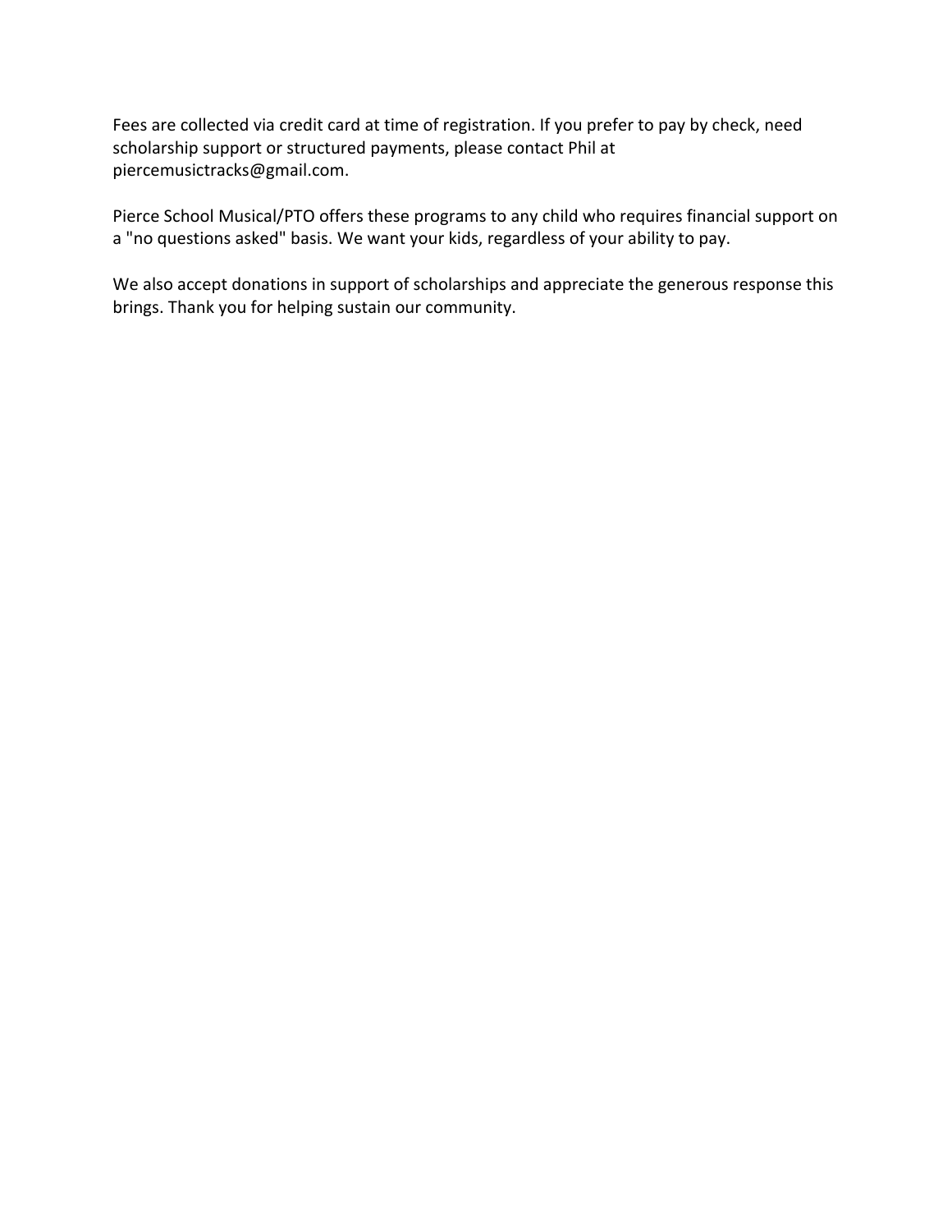Fees are collected via credit card at time of registration. If you prefer to pay by check, need scholarship support or structured payments, please contact Phil at piercemusictracks@gmail.com.

Pierce School Musical/PTO offers these programs to any child who requires financial support on a "no questions asked" basis. We want your kids, regardless of your ability to pay.

We also accept donations in support of scholarships and appreciate the generous response this brings. Thank you for helping sustain our community.